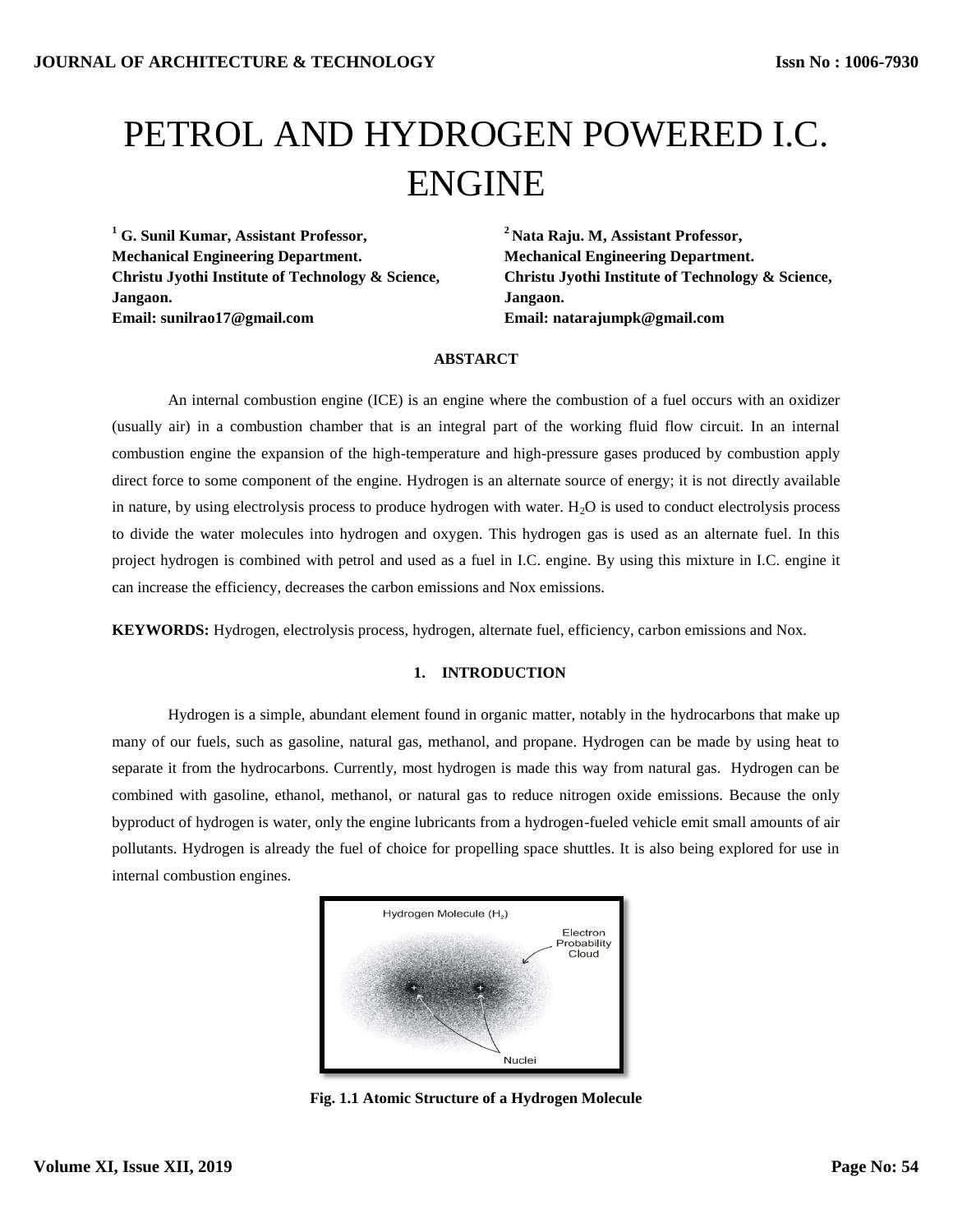# PETROL AND HYDROGEN POWERED I.C. ENGINE

[1] **G. Sunil Kumar, Assistant Professor,**
**Mechanical Engineering Department.**
**Christu Jyothi Institute of Technology & Science, Jangaon.**
**Email: sunilrao17@gmail.com**

[2] **Nata Raju. M, Assistant Professor,**
**Mechanical Engineering Department.**
**Christu Jyothi Institute of Technology & Science, Jangaon.**
**Email: natarajumpk@gmail.com**

**ABSTARCT**

An internal combustion engine (ICE) is an engine where the combustion of a fuel occurs with an oxidizer (usually air) in a combustion chamber that is an integral part of the working fluid flow circuit. In an internal combustion engine the expansion of the high-temperature and high-pressure gases produced by combustion apply direct force to some component of the engine. Hydrogen is an alternate source of energy; it is not directly available in nature, by using electrolysis process to produce hydrogen with water. $H_2O$ is used to conduct electrolysis process to divide the water molecules into hydrogen and oxygen. This hydrogen gas is used as an alternate fuel. In this project hydrogen is combined with petrol and used as a fuel in I.C. engine. By using this mixture in I.C. engine it can increase the efficiency, decreases the carbon emissions and Nox emissions.

**KEYWORDS:** Hydrogen, electrolysis process, hydrogen, alternate fuel, efficiency, carbon emissions and Nox.

## 1. INTRODUCTION

Hydrogen is a simple, abundant element found in organic matter, notably in the hydrocarbons that make up many of our fuels, such as gasoline, natural gas, methanol, and propane. Hydrogen can be made by using heat to separate it from the hydrocarbons. Currently, most hydrogen is made this way from natural gas. Hydrogen can be combined with gasoline, ethanol, methanol, or natural gas to reduce nitrogen oxide emissions. Because the only byproduct of hydrogen is water, only the engine lubricants from a hydrogen-fueled vehicle emit small amounts of air pollutants. Hydrogen is already the fuel of choice for propelling space shuttles. It is also being explored for use in internal combustion engines.

**Fig. 1.1 Atomic Structure of a Hydrogen Molecule**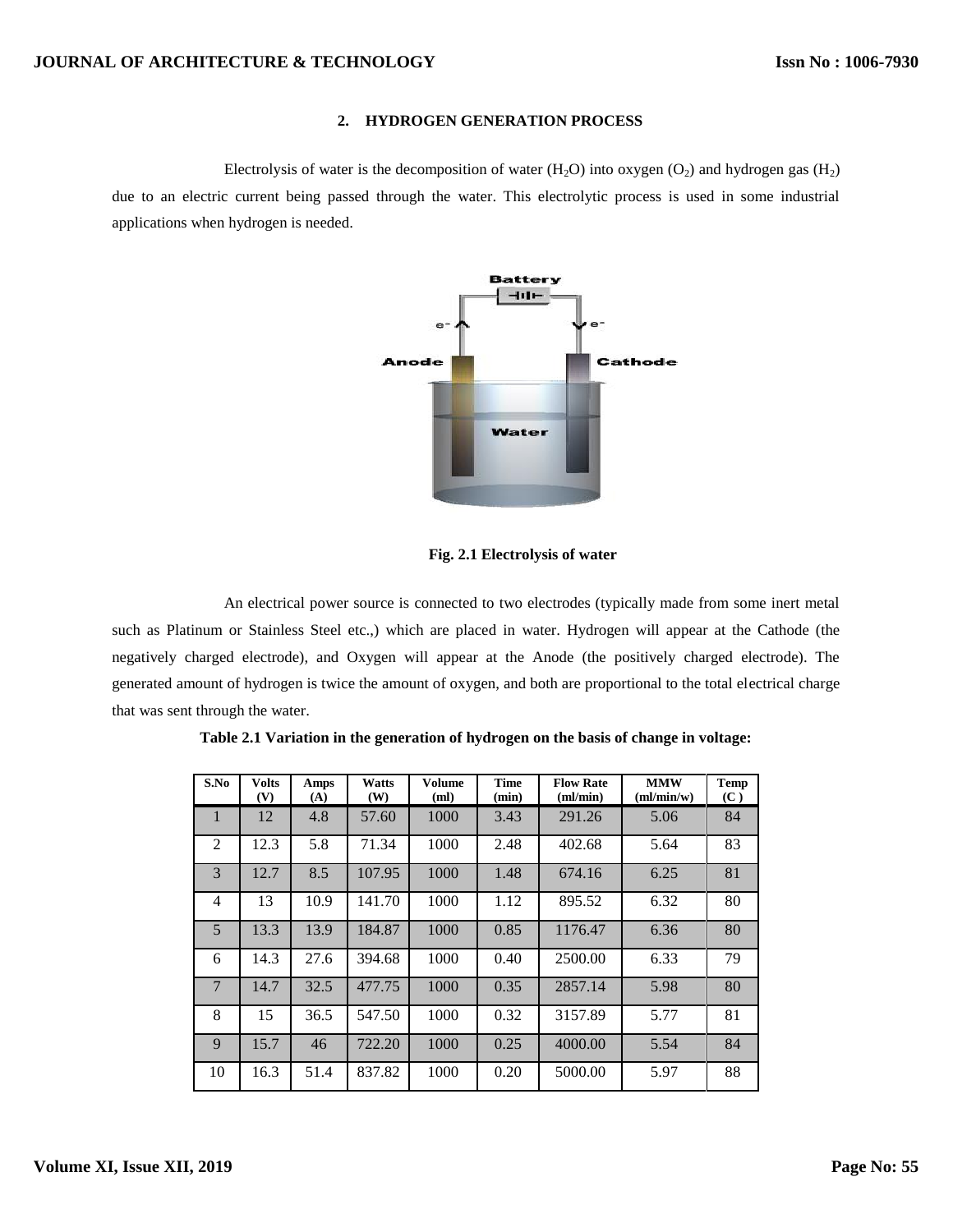## 2. HYDROGEN GENERATION PROCESS

Electrolysis of water is the decomposition of water ($H_2O$) into oxygen ($O_2$) and hydrogen gas ($H_2$) due to an electric current being passed through the water. This electrolytic process is used in some industrial applications when hydrogen is needed.

**Fig. 2.1 Electrolysis of water**

An electrical power source is connected to two electrodes (typically made from some inert metal such as Platinum or Stainless Steel etc.,) which are placed in water. Hydrogen will appear at the Cathode (the negatively charged electrode), and Oxygen will appear at the Anode (the positively charged electrode). The generated amount of hydrogen is twice the amount of oxygen, and both are proportional to the total electrical charge that was sent through the water.

**Table 2.1 Variation in the generation of hydrogen on the basis of change in voltage:**

| S.No | Volts (V) | Amps (A) | Watts (W) | Volume (ml) | Time (min) | Flow Rate (ml/min) | MMW (ml/min/w) | Temp (C) |
|---|---|---|---|---|---|---|---|---|
| 1 | 12 | 4.8 | 57.60 | 1000 | 3.43 | 291.26 | 5.06 | 84 |
| 2 | 12.3 | 5.8 | 71.34 | 1000 | 2.48 | 402.68 | 5.64 | 83 |
| 3 | 12.7 | 8.5 | 107.95 | 1000 | 1.48 | 674.16 | 6.25 | 81 |
| 4 | 13 | 10.9 | 141.70 | 1000 | 1.12 | 895.52 | 6.32 | 80 |
| 5 | 13.3 | 13.9 | 184.87 | 1000 | 0.85 | 1176.47 | 6.36 | 80 |
| 6 | 14.3 | 27.6 | 394.68 | 1000 | 0.40 | 2500.00 | 6.33 | 79 |
| 7 | 14.7 | 32.5 | 477.75 | 1000 | 0.35 | 2857.14 | 5.98 | 80 |
| 8 | 15 | 36.5 | 547.50 | 1000 | 0.32 | 3157.89 | 5.77 | 81 |
| 9 | 15.7 | 46 | 722.20 | 1000 | 0.25 | 4000.00 | 5.54 | 84 |
| 10 | 16.3 | 51.4 | 837.82 | 1000 | 0.20 | 5000.00 | 5.97 | 88 |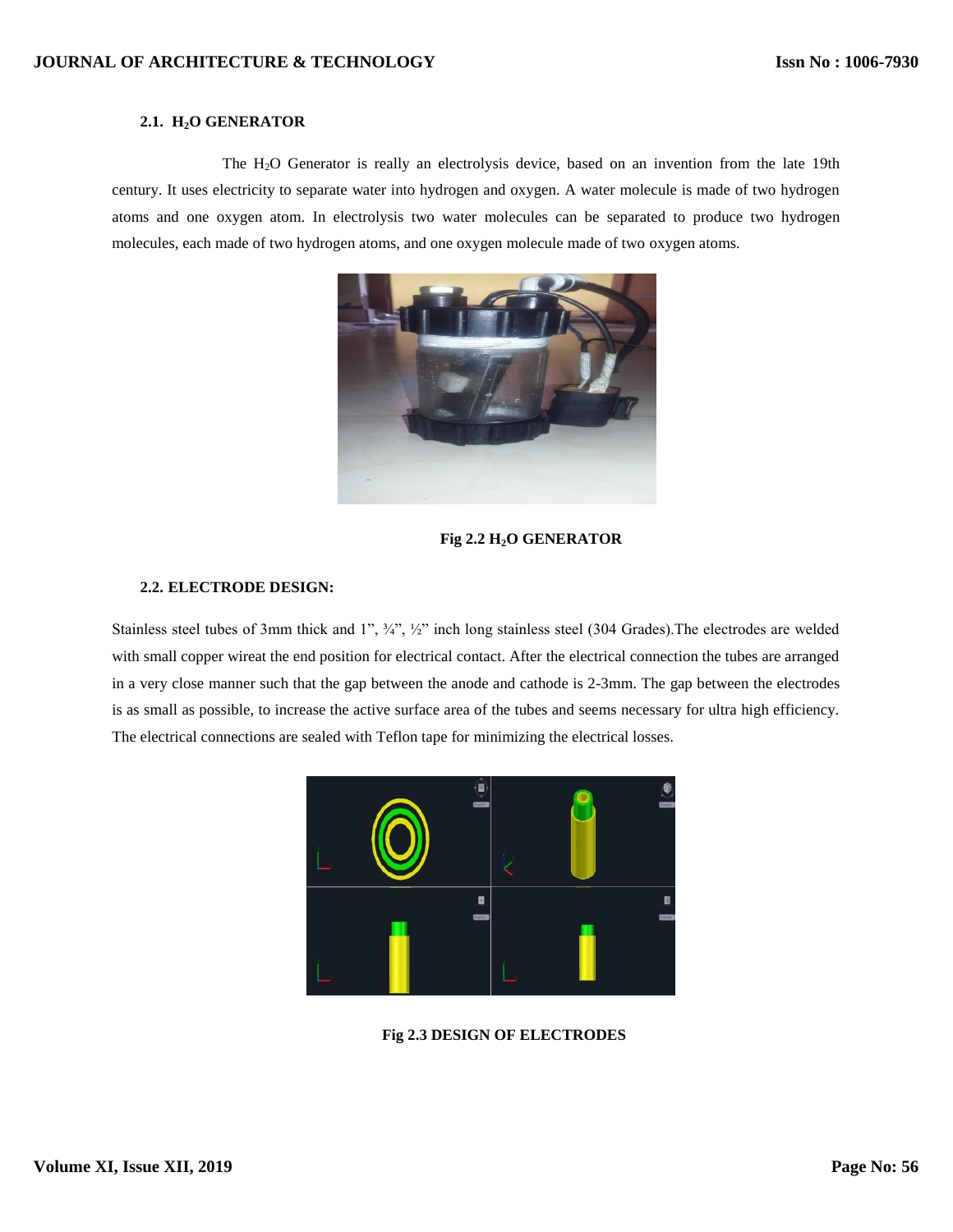### 2.1. $H_2O$ GENERATOR

The $H_2O$ Generator is really an electrolysis device, based on an invention from the late 19th century. It uses electricity to separate water into hydrogen and oxygen. A water molecule is made of two hydrogen atoms and one oxygen atom. In electrolysis two water molecules can be separated to produce two hydrogen molecules, each made of two hydrogen atoms, and one oxygen molecule made of two oxygen atoms.

**Fig 2.2 $H_2O$ GENERATOR**

### 2.2. ELECTRODE DESIGN:

Stainless steel tubes of 3mm thick and 1”, ¾”, ½” inch long stainless steel (304 Grades).The electrodes are welded with small copper wireat the end position for electrical contact. After the electrical connection the tubes are arranged in a very close manner such that the gap between the anode and cathode is 2-3mm. The gap between the electrodes is as small as possible, to increase the active surface area of the tubes and seems necessary for ultra high efficiency. The electrical connections are sealed with Teflon tape for minimizing the electrical losses.

**Fig 2.3 DESIGN OF ELECTRODES**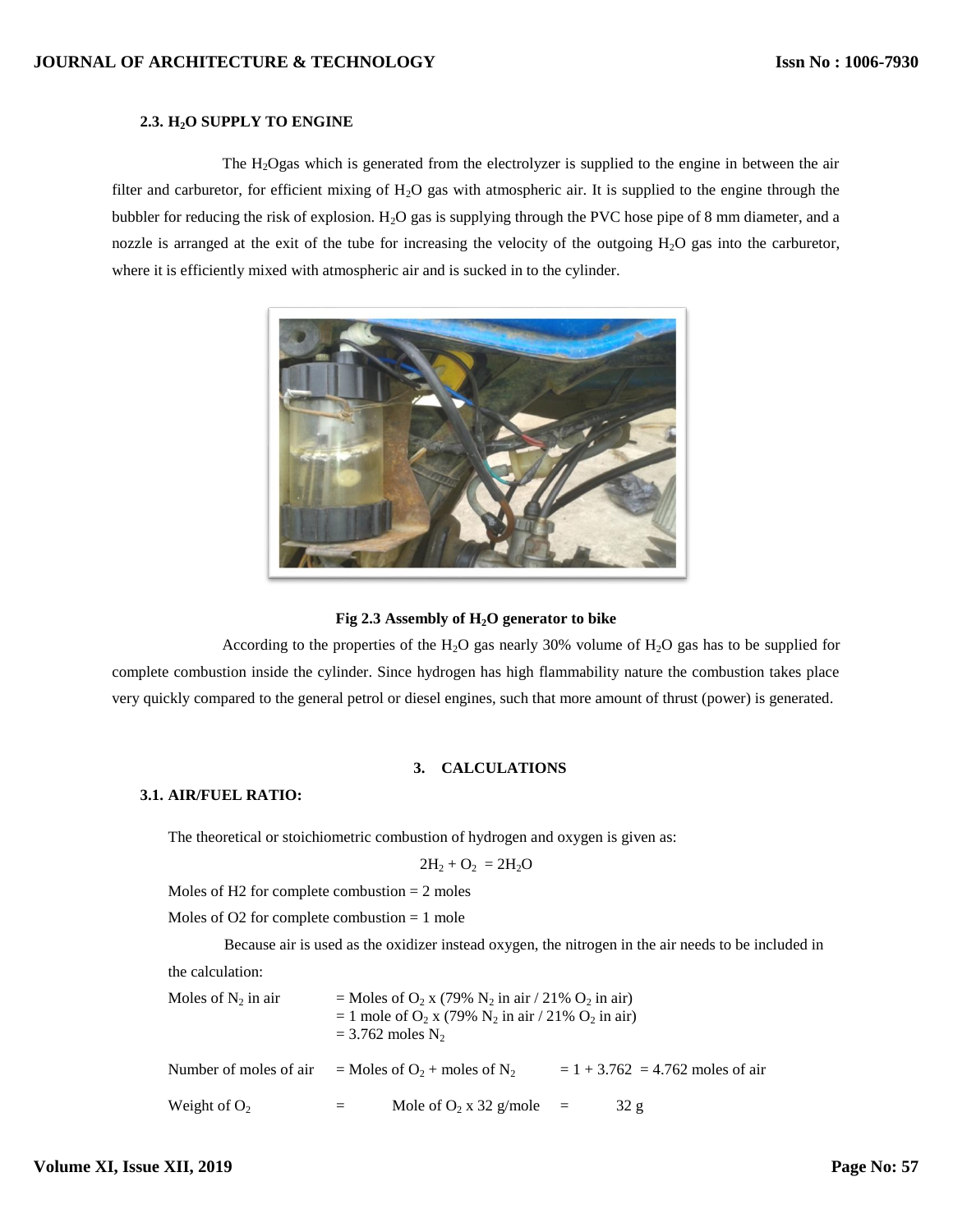### 2.3. $H_2O$ SUPPLY TO ENGINE

The $H_2O$gas which is generated from the electrolyzer is supplied to the engine in between the air filter and carburetor, for efficient mixing of $H_2O$ gas with atmospheric air. It is supplied to the engine through the bubbler for reducing the risk of explosion. $H_2O$ gas is supplying through the PVC hose pipe of 8 mm diameter, and a nozzle is arranged at the exit of the tube for increasing the velocity of the outgoing $H_2O$ gas into the carburetor, where it is efficiently mixed with atmospheric air and is sucked in to the cylinder.

**Fig 2.3 Assembly of $H_2O$ generator to bike**

According to the properties of the $H_2O$ gas nearly 30% volume of $H_2O$ gas has to be supplied for complete combustion inside the cylinder. Since hydrogen has high flammability nature the combustion takes place very quickly compared to the general petrol or diesel engines, such that more amount of thrust (power) is generated.

## 3. CALCULATIONS

### 3.1. AIR/FUEL RATIO:

The theoretical or stoichiometric combustion of hydrogen and oxygen is given as:

$$2H_2 + O_2 = 2H_2O$$

Moles of H2 for complete combustion = 2 moles

Moles of O2 for complete combustion = 1 mole

Because air is used as the oxidizer instead oxygen, the nitrogen in the air needs to be included in the calculation:

Moles of $N_2$ in air = Moles of $O_2$ x (79% $N_2$ in air / 21% $O_2$ in air)
= 1 mole of $O_2$ x (79% $N_2$ in air / 21% $O_2$ in air)
= 3.762 moles $N_2$

Number of moles of air = Moles of $O_2$ + moles of $N_2$ = 1 + 3.762 = 4.762 moles of air

Weight of $O_2$ = Mole of $O_2$ x 32 g/mole = 32 g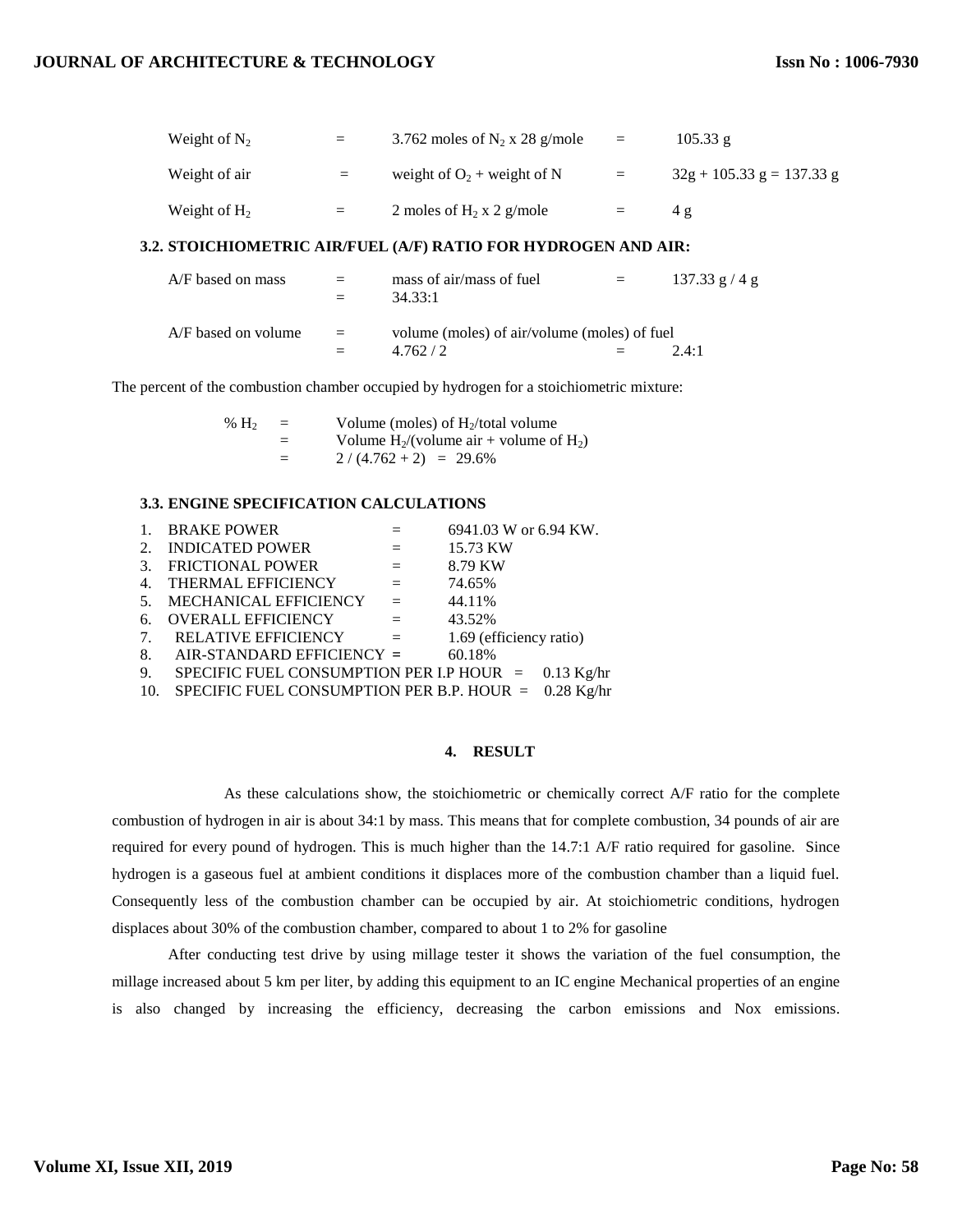| | | | | |
|---|---|---|---|---|
| Weight of $N_2$ | = | 3.762 moles of $N_2$ x 28 g/mole | = | 105.33 g |
| Weight of air | = | weight of $O_2$ + weight of N | = | 32g + 105.33 g = 137.33 g |
| Weight of $H_2$ | = | 2 moles of $H_2$ x 2 g/mole | = | 4 g |

### 3.2. STOICHIOMETRIC AIR/FUEL (A/F) RATIO FOR HYDROGEN AND AIR:

| | | | | |
|---|---|---|---|---|
| A/F based on mass | = | mass of air/mass of fuel | = | 137.33 g / 4 g |
| | = | 34.33:1 | | |
| A/F based on volume | = | volume (moles) of air/volume (moles) of fuel | | |
| | = | 4.762 / 2 | = | 2.4:1 |

The percent of the combustion chamber occupied by hydrogen for a stoichiometric mixture:

| | | |
|---|---|---|
| % $H_2$ | = | Volume (moles) of $H_2$/total volume |
| | = | Volume $H_2$/(volume air + volume of $H_2$) |
| | = | 2 / (4.762 + 2) = 29.6% |

### 3.3. ENGINE SPECIFICATION CALCULATIONS

1. BRAKE POWER = 6941.03 W or 6.94 KW.
2. INDICATED POWER = 15.73 KW
3. FRICTIONAL POWER = 8.79 KW
4. THERMAL EFFICIENCY = 74.65%
5. MECHANICAL EFFICIENCY = 44.11%
6. OVERALL EFFICIENCY = 43.52%
7. RELATIVE EFFICIENCY = 1.69 (efficiency ratio)
8. AIR-STANDARD EFFICIENCY = 60.18%
9. SPECIFIC FUEL CONSUMPTION PER I.P HOUR = 0.13 Kg/hr
10. SPECIFIC FUEL CONSUMPTION PER B.P. HOUR = 0.28 Kg/hr

## 4. RESULT

As these calculations show, the stoichiometric or chemically correct A/F ratio for the complete combustion of hydrogen in air is about 34:1 by mass. This means that for complete combustion, 34 pounds of air are required for every pound of hydrogen. This is much higher than the 14.7:1 A/F ratio required for gasoline. Since hydrogen is a gaseous fuel at ambient conditions it displaces more of the combustion chamber than a liquid fuel. Consequently less of the combustion chamber can be occupied by air. At stoichiometric conditions, hydrogen displaces about 30% of the combustion chamber, compared to about 1 to 2% for gasoline

After conducting test drive by using millage tester it shows the variation of the fuel consumption, the millage increased about 5 km per liter, by adding this equipment to an IC engine Mechanical properties of an engine is also changed by increasing the efficiency, decreasing the carbon emissions and Nox emissions.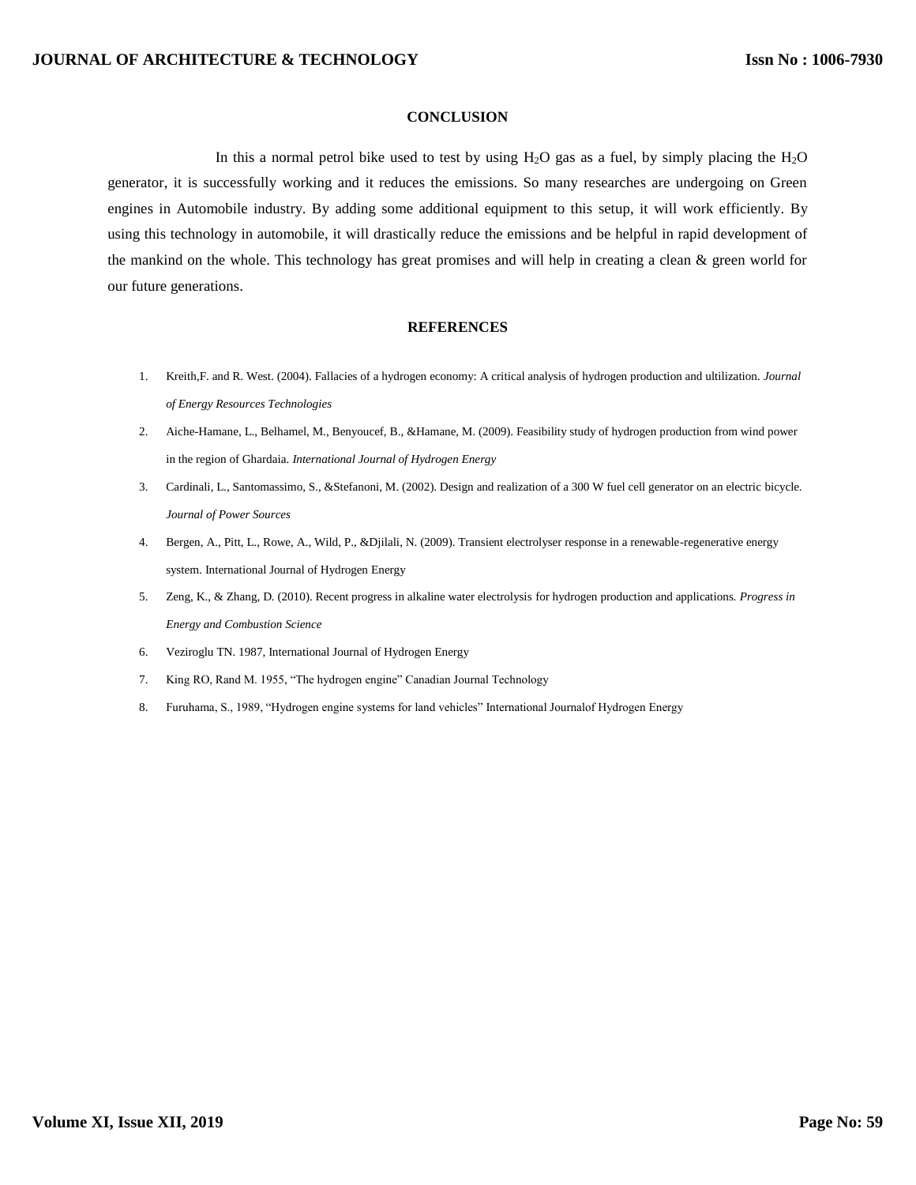## CONCLUSION

In this a normal petrol bike used to test by using $H_2O$ gas as a fuel, by simply placing the $H_2O$ generator, it is successfully working and it reduces the emissions. So many researches are undergoing on Green engines in Automobile industry. By adding some additional equipment to this setup, it will work efficiently. By using this technology in automobile, it will drastically reduce the emissions and be helpful in rapid development of the mankind on the whole. This technology has great promises and will help in creating a clean & green world for our future generations.

## REFERENCES

1. Kreith,F. and R. West. (2004). Fallacies of a hydrogen economy: A critical analysis of hydrogen production and ultilization. *Journal of Energy Resources Technologies*
2. Aiche-Hamane, L., Belhamel, M., Benyoucef, B., &Hamane, M. (2009). Feasibility study of hydrogen production from wind power in the region of Ghardaia. *International Journal of Hydrogen Energy*
3. Cardinali, L., Santomassimo, S., &Stefanoni, M. (2002). Design and realization of a 300 W fuel cell generator on an electric bicycle. *Journal of Power Sources*
4. Bergen, A., Pitt, L., Rowe, A., Wild, P., &Djilali, N. (2009). Transient electrolyser response in a renewable-regenerative energy system. International Journal of Hydrogen Energy
5. Zeng, K., & Zhang, D. (2010). Recent progress in alkaline water electrolysis for hydrogen production and applications. *Progress in Energy and Combustion Science*
6. Veziroglu TN. 1987, International Journal of Hydrogen Energy
7. King RO, Rand M. 1955, "The hydrogen engine" Canadian Journal Technology
8. Furuhama, S., 1989, "Hydrogen engine systems for land vehicles" International Journalof Hydrogen Energy